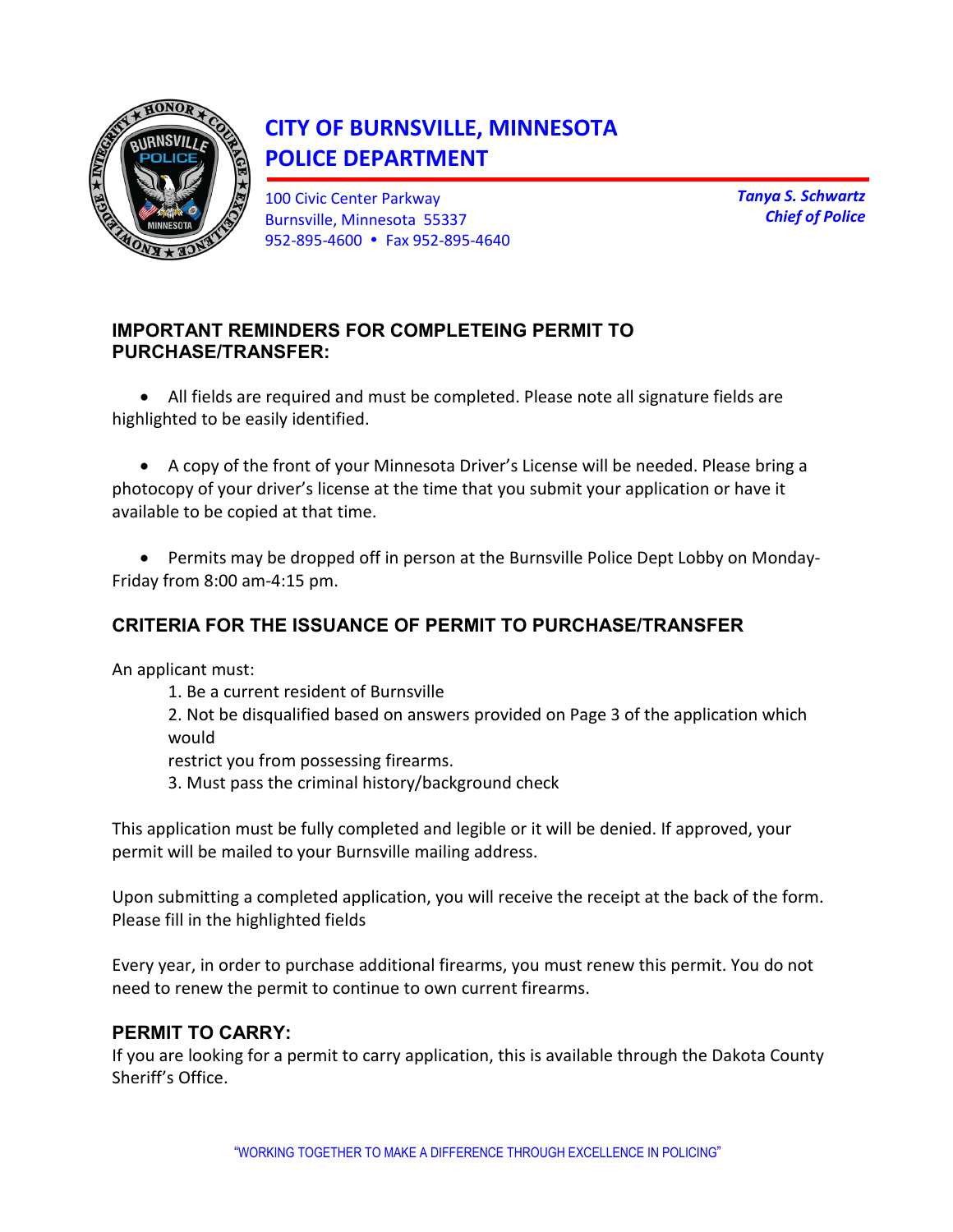# CITY OF BURNSVILLE, MINNESOTA
# POLICE DEPARTMENT

100 Civic Center Parkway
Burnsville, Minnesota 55337
952-895-4600 • Fax 952-895-4640

*Tanya S. Schwartz*
*Chief of Police*

## IMPORTANT REMINDERS FOR COMPLETEING PERMIT TO PURCHASE/TRANSFER:

- All fields are required and must be completed. Please note all signature fields are highlighted to be easily identified.

- A copy of the front of your Minnesota Driver's License will be needed. Please bring a photocopy of your driver's license at the time that you submit your application or have it available to be copied at that time.

- Permits may be dropped off in person at the Burnsville Police Dept Lobby on Monday-Friday from 8:00 am-4:15 pm.

## CRITERIA FOR THE ISSUANCE OF PERMIT TO PURCHASE/TRANSFER

An applicant must:

1. Be a current resident of Burnsville
2. Not be disqualified based on answers provided on Page 3 of the application which would restrict you from possessing firearms.
3. Must pass the criminal history/background check

This application must be fully completed and legible or it will be denied. If approved, your permit will be mailed to your Burnsville mailing address.

Upon submitting a completed application, you will receive the receipt at the back of the form. Please fill in the highlighted fields

Every year, in order to purchase additional firearms, you must renew this permit. You do not need to renew the permit to continue to own current firearms.

## PERMIT TO CARRY:

If you are looking for a permit to carry application, this is available through the Dakota County Sheriff's Office.

"WORKING TOGETHER TO MAKE A DIFFERENCE THROUGH EXCELLENCE IN POLICING"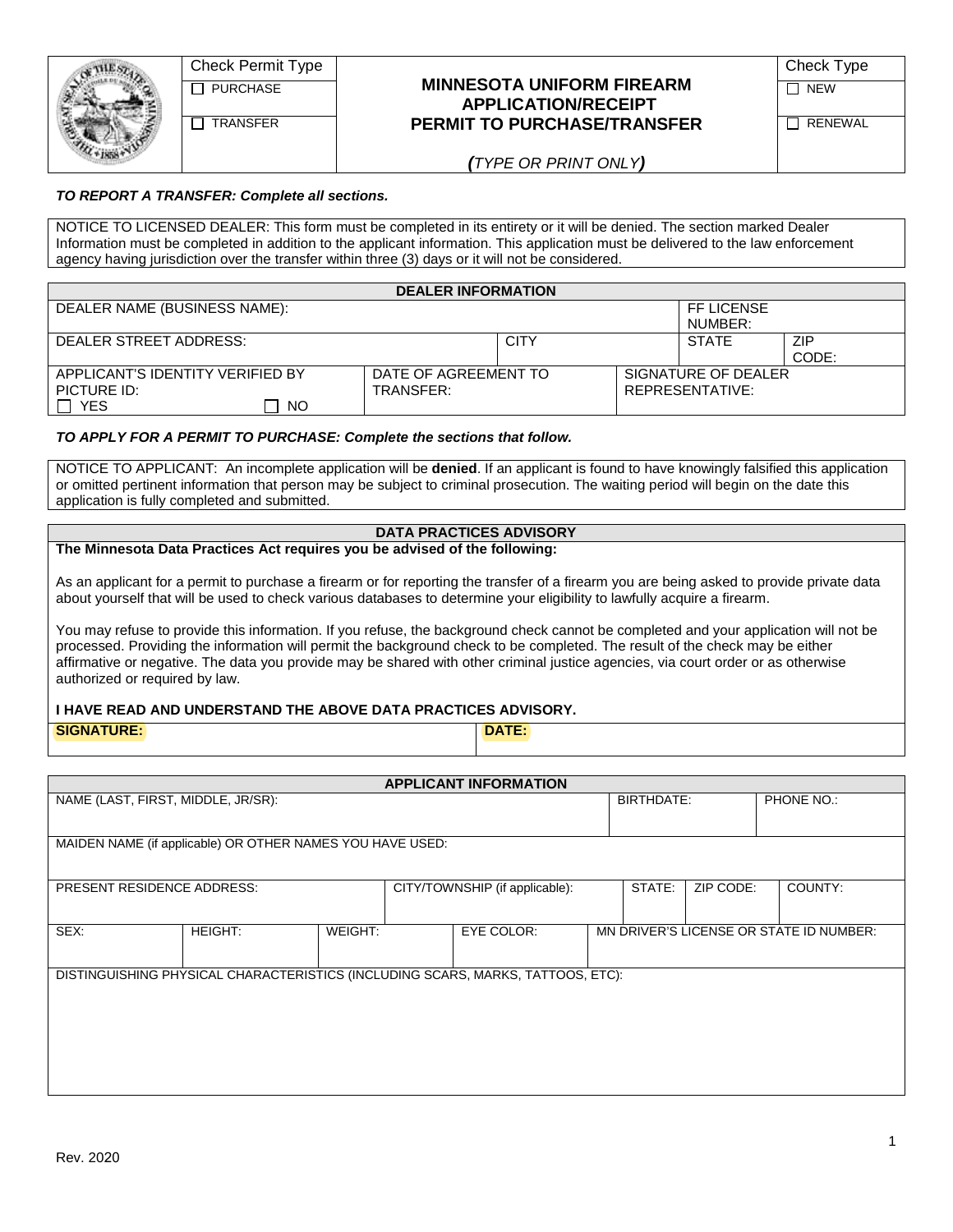| | Check Permit Type | MINNESOTA UNIFORM FIREARM APPLICATION/RECEIPT PERMIT TO PURCHASE/TRANSFER | Check Type |
|---|---|---|---|
| | ☐ PURCHASE | | ☐ NEW |
| | ☐ TRANSFER | *(TYPE OR PRINT ONLY)* | ☐ RENEWAL |

***TO REPORT A TRANSFER: Complete all sections.***

NOTICE TO LICENSED DEALER: This form must be completed in its entirety or it will be denied. The section marked Dealer Information must be completed in addition to the applicant information. This application must be delivered to the law enforcement agency having jurisdiction over the transfer within three (3) days or it will not be considered.

| DEALER INFORMATION | | | | |
|---|---|---|---|---|
| DEALER NAME (BUSINESS NAME): | | | FF LICENSE NUMBER: | |
| DEALER STREET ADDRESS: | | CITY | STATE | ZIP CODE: |
| APPLICANT'S IDENTITY VERIFIED BY PICTURE ID: ☐ YES ☐ NO | DATE OF AGREEMENT TO TRANSFER: | SIGNATURE OF DEALER REPRESENTATIVE: | | |

***TO APPLY FOR A PERMIT TO PURCHASE: Complete the sections that follow.***

NOTICE TO APPLICANT: An incomplete application will be **denied**. If an applicant is found to have knowingly falsified this application or omitted pertinent information that person may be subject to criminal prosecution. The waiting period will begin on the date this application is fully completed and submitted.

## DATA PRACTICES ADVISORY

**The Minnesota Data Practices Act requires you be advised of the following:**

As an applicant for a permit to purchase a firearm or for reporting the transfer of a firearm you are being asked to provide private data about yourself that will be used to check various databases to determine your eligibility to lawfully acquire a firearm.

You may refuse to provide this information. If you refuse, the background check cannot be completed and your application will not be processed. Providing the information will permit the background check to be completed. The result of the check may be either affirmative or negative. The data you provide may be shared with other criminal justice agencies, via court order or as otherwise authorized or required by law.

**I HAVE READ AND UNDERSTAND THE ABOVE DATA PRACTICES ADVISORY.**

| SIGNATURE: | DATE: |
|---|---|
| | |

| APPLICANT INFORMATION | | | | | | | |
|---|---|---|---|---|---|---|---|
| NAME (LAST, FIRST, MIDDLE, JR/SR): | | | | | BIRTHDATE: | | PHONE NO.: |
| MAIDEN NAME (if applicable) OR OTHER NAMES YOU HAVE USED: | | | | | | | |
| PRESENT RESIDENCE ADDRESS: | | | CITY/TOWNSHIP (if applicable): | | STATE: | ZIP CODE: | COUNTY: |
| SEX: | HEIGHT: | WEIGHT: | EYE COLOR: | MN DRIVER'S LICENSE OR STATE ID NUMBER: | | | |
| DISTINGUISHING PHYSICAL CHARACTERISTICS (INCLUDING SCARS, MARKS, TATTOOS, ETC): | | | | | | | |

Rev. 2020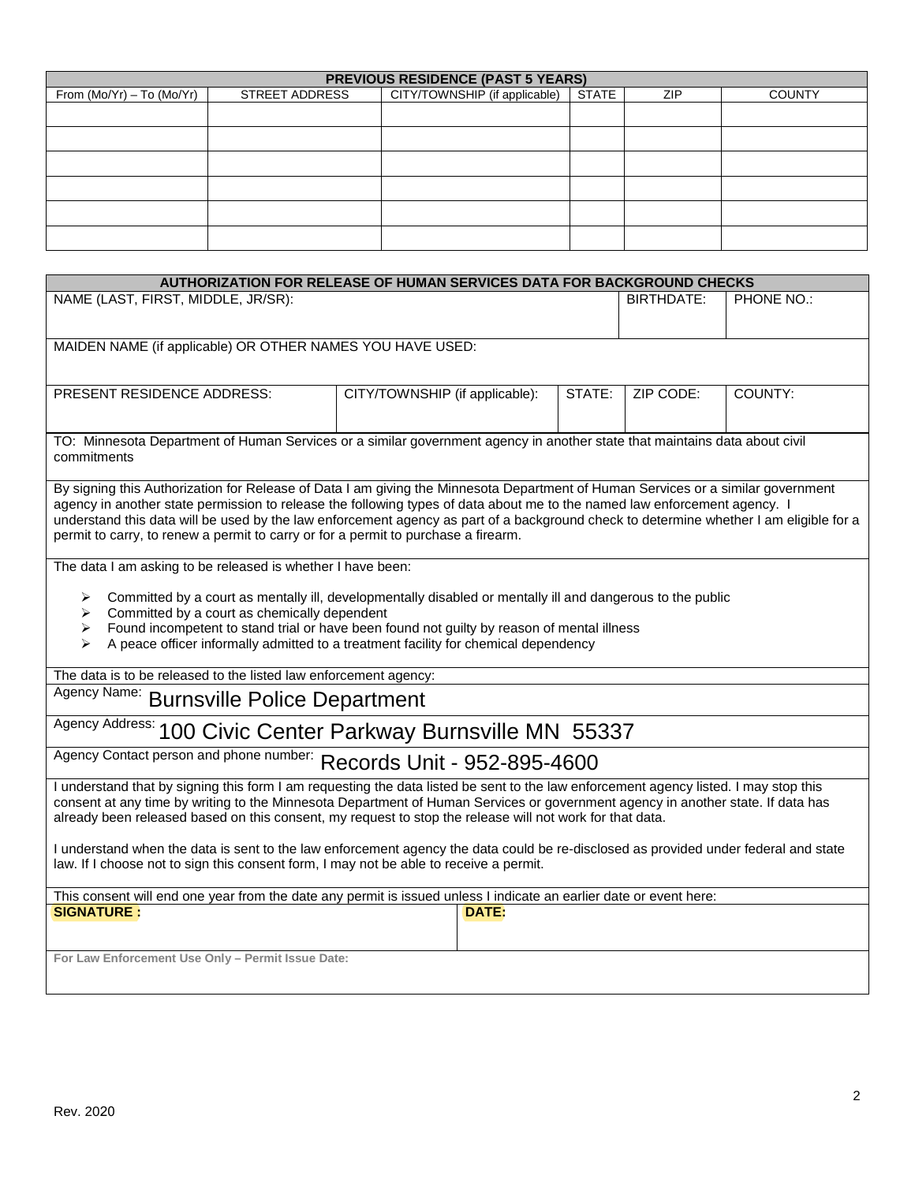| PREVIOUS RESIDENCE (PAST 5 YEARS) | | | | | |
|---|---|---|---|---|---|
| From (Mo/Yr) – To (Mo/Yr) | STREET ADDRESS | CITY/TOWNSHIP (if applicable) | STATE | ZIP | COUNTY |
| | | | | | |
| | | | | | |
| | | | | | |
| | | | | | |
| | | | | | |
| | | | | | |

## AUTHORIZATION FOR RELEASE OF HUMAN SERVICES DATA FOR BACKGROUND CHECKS

| NAME (LAST, FIRST, MIDDLE, JR/SR): | BIRTHDATE: | PHONE NO.: |
|---|---|---|
| | | |

MAIDEN NAME (if applicable) OR OTHER NAMES YOU HAVE USED:

| PRESENT RESIDENCE ADDRESS: | CITY/TOWNSHIP (if applicable): | STATE: | ZIP CODE: | COUNTY: |
|---|---|---|---|---|
| | | | | |

TO: Minnesota Department of Human Services or a similar government agency in another state that maintains data about civil commitments

By signing this Authorization for Release of Data I am giving the Minnesota Department of Human Services or a similar government agency in another state permission to release the following types of data about me to the named law enforcement agency. I understand this data will be used by the law enforcement agency as part of a background check to determine whether I am eligible for a permit to carry, to renew a permit to carry or for a permit to purchase a firearm.

The data I am asking to be released is whether I have been:

- Committed by a court as mentally ill, developmentally disabled or mentally ill and dangerous to the public
- Committed by a court as chemically dependent
- Found incompetent to stand trial or have been found not guilty by reason of mental illness
- A peace officer informally admitted to a treatment facility for chemical dependency

The data is to be released to the listed law enforcement agency:

Agency Name: Burnsville Police Department

Agency Address: 100 Civic Center Parkway Burnsville MN 55337

Agency Contact person and phone number: Records Unit - 952-895-4600

I understand that by signing this form I am requesting the data listed be sent to the law enforcement agency listed. I may stop this consent at any time by writing to the Minnesota Department of Human Services or government agency in another state. If data has already been released based on this consent, my request to stop the release will not work for that data.

I understand when the data is sent to the law enforcement agency the data could be re-disclosed as provided under federal and state law. If I choose not to sign this consent form, I may not be able to receive a permit.

This consent will end one year from the date any permit is issued unless I indicate an earlier date or event here:

| **SIGNATURE :** | **DATE:** |
|---|---|
| | |

**For Law Enforcement Use Only – Permit Issue Date:**

Rev. 2020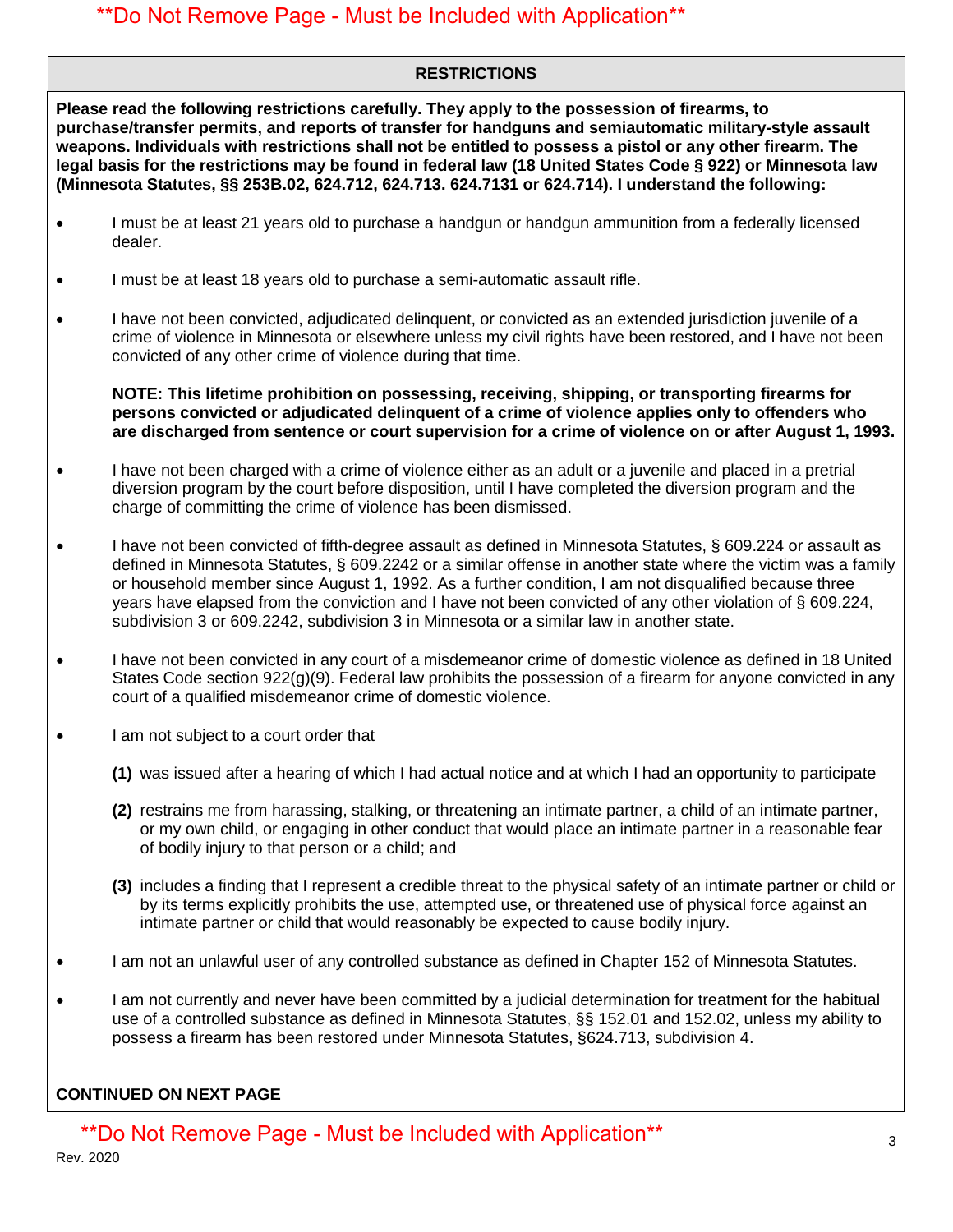**\*\*Do Not Remove Page - Must be Included with Application\*\***

## RESTRICTIONS

**Please read the following restrictions carefully. They apply to the possession of firearms, to purchase/transfer permits, and reports of transfer for handguns and semiautomatic military-style assault weapons. Individuals with restrictions shall not be entitled to possess a pistol or any other firearm. The legal basis for the restrictions may be found in federal law (18 United States Code § 922) or Minnesota law (Minnesota Statutes, §§ 253B.02, 624.712, 624.713. 624.7131 or 624.714). I understand the following:**

- I must be at least 21 years old to purchase a handgun or handgun ammunition from a federally licensed dealer.
- I must be at least 18 years old to purchase a semi-automatic assault rifle.
- I have not been convicted, adjudicated delinquent, or convicted as an extended jurisdiction juvenile of a crime of violence in Minnesota or elsewhere unless my civil rights have been restored, and I have not been convicted of any other crime of violence during that time.

  **NOTE: This lifetime prohibition on possessing, receiving, shipping, or transporting firearms for persons convicted or adjudicated delinquent of a crime of violence applies only to offenders who are discharged from sentence or court supervision for a crime of violence on or after August 1, 1993.**

- I have not been charged with a crime of violence either as an adult or a juvenile and placed in a pretrial diversion program by the court before disposition, until I have completed the diversion program and the charge of committing the crime of violence has been dismissed.
- I have not been convicted of fifth-degree assault as defined in Minnesota Statutes, § 609.224 or assault as defined in Minnesota Statutes, § 609.2242 or a similar offense in another state where the victim was a family or household member since August 1, 1992. As a further condition, I am not disqualified because three years have elapsed from the conviction and I have not been convicted of any other violation of § 609.224, subdivision 3 or 609.2242, subdivision 3 in Minnesota or a similar law in another state.
- I have not been convicted in any court of a misdemeanor crime of domestic violence as defined in 18 United States Code section 922(g)(9). Federal law prohibits the possession of a firearm for anyone convicted in any court of a qualified misdemeanor crime of domestic violence.
- I am not subject to a court order that

  **(1)** was issued after a hearing of which I had actual notice and at which I had an opportunity to participate

  **(2)** restrains me from harassing, stalking, or threatening an intimate partner, a child of an intimate partner, or my own child, or engaging in other conduct that would place an intimate partner in a reasonable fear of bodily injury to that person or a child; and

  **(3)** includes a finding that I represent a credible threat to the physical safety of an intimate partner or child or by its terms explicitly prohibits the use, attempted use, or threatened use of physical force against an intimate partner or child that would reasonably be expected to cause bodily injury.

- I am not an unlawful user of any controlled substance as defined in Chapter 152 of Minnesota Statutes.
- I am not currently and never have been committed by a judicial determination for treatment for the habitual use of a controlled substance as defined in Minnesota Statutes, §§ 152.01 and 152.02, unless my ability to possess a firearm has been restored under Minnesota Statutes, §624.713, subdivision 4.

**CONTINUED ON NEXT PAGE**

**\*\*Do Not Remove Page - Must be Included with Application\*\***

Rev. 2020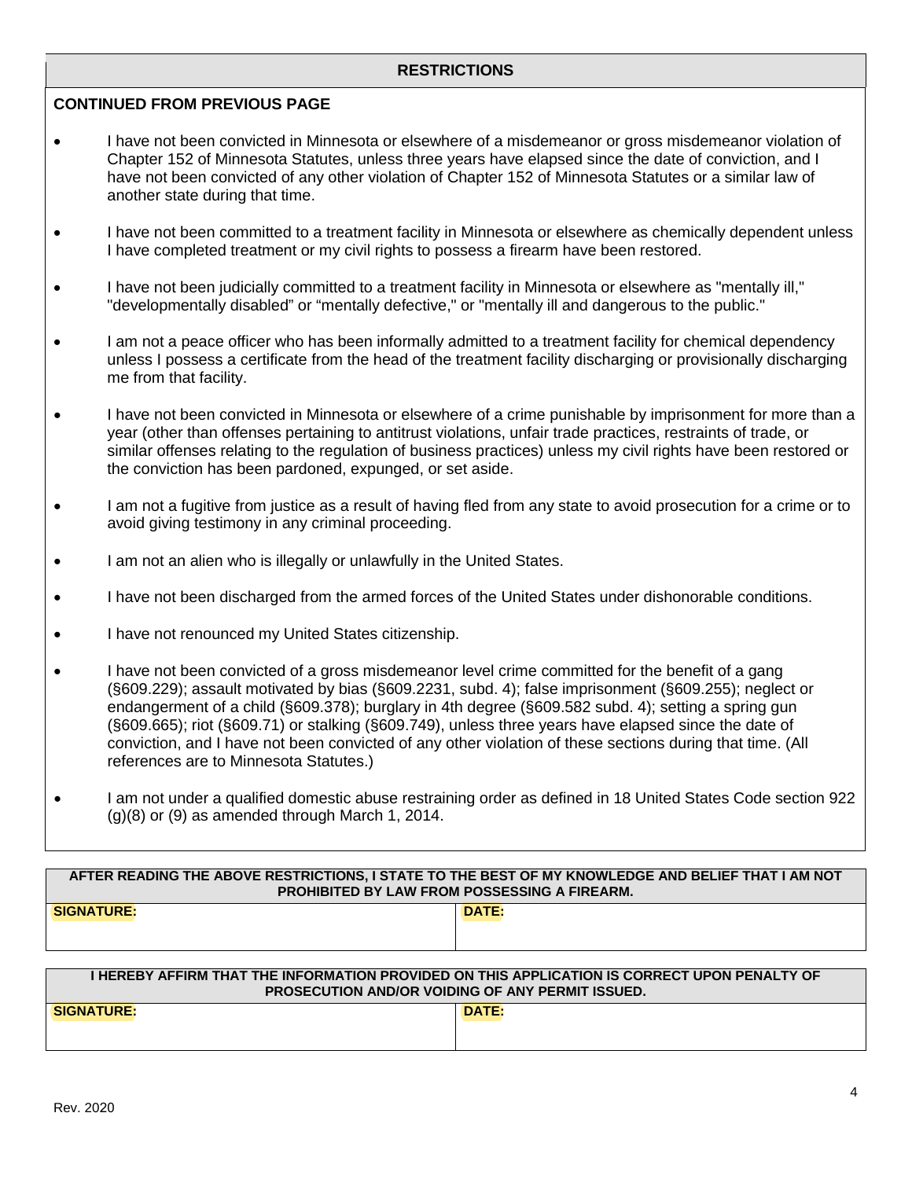## RESTRICTIONS

**CONTINUED FROM PREVIOUS PAGE**

- I have not been convicted in Minnesota or elsewhere of a misdemeanor or gross misdemeanor violation of Chapter 152 of Minnesota Statutes, unless three years have elapsed since the date of conviction, and I have not been convicted of any other violation of Chapter 152 of Minnesota Statutes or a similar law of another state during that time.
- I have not been committed to a treatment facility in Minnesota or elsewhere as chemically dependent unless I have completed treatment or my civil rights to possess a firearm have been restored.
- I have not been judicially committed to a treatment facility in Minnesota or elsewhere as "mentally ill," "developmentally disabled" or "mentally defective," or "mentally ill and dangerous to the public."
- I am not a peace officer who has been informally admitted to a treatment facility for chemical dependency unless I possess a certificate from the head of the treatment facility discharging or provisionally discharging me from that facility.
- I have not been convicted in Minnesota or elsewhere of a crime punishable by imprisonment for more than a year (other than offenses pertaining to antitrust violations, unfair trade practices, restraints of trade, or similar offenses relating to the regulation of business practices) unless my civil rights have been restored or the conviction has been pardoned, expunged, or set aside.
- I am not a fugitive from justice as a result of having fled from any state to avoid prosecution for a crime or to avoid giving testimony in any criminal proceeding.
- I am not an alien who is illegally or unlawfully in the United States.
- I have not been discharged from the armed forces of the United States under dishonorable conditions.
- I have not renounced my United States citizenship.
- I have not been convicted of a gross misdemeanor level crime committed for the benefit of a gang (§609.229); assault motivated by bias (§609.2231, subd. 4); false imprisonment (§609.255); neglect or endangerment of a child (§609.378); burglary in 4th degree (§609.582 subd. 4); setting a spring gun (§609.665); riot (§609.71) or stalking (§609.749), unless three years have elapsed since the date of conviction, and I have not been convicted of any other violation of these sections during that time. (All references are to Minnesota Statutes.)
- I am not under a qualified domestic abuse restraining order as defined in 18 United States Code section 922 (g)(8) or (9) as amended through March 1, 2014.

| AFTER READING THE ABOVE RESTRICTIONS, I STATE TO THE BEST OF MY KNOWLEDGE AND BELIEF THAT I AM NOT PROHIBITED BY LAW FROM POSSESSING A FIREARM. | |
| --- | --- |
| **SIGNATURE:** | **DATE:** |

| I HEREBY AFFIRM THAT THE INFORMATION PROVIDED ON THIS APPLICATION IS CORRECT UPON PENALTY OF PROSECUTION AND/OR VOIDING OF ANY PERMIT ISSUED. | |
| --- | --- |
| **SIGNATURE:** | **DATE:** |

Rev. 2020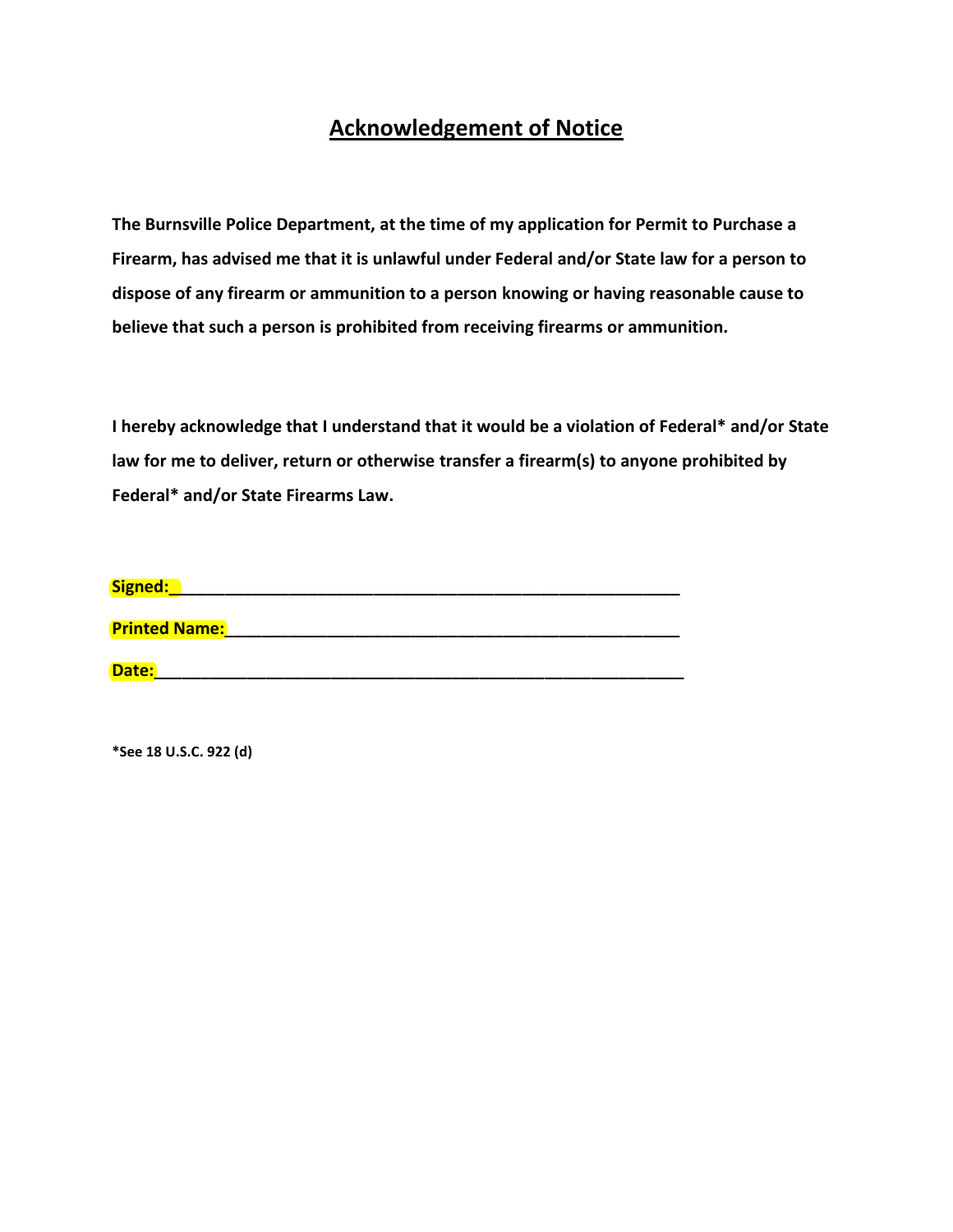# Acknowledgement of Notice

**The Burnsville Police Department, at the time of my application for Permit to Purchase a Firearm, has advised me that it is unlawful under Federal and/or State law for a person to dispose of any firearm or ammunition to a person knowing or having reasonable cause to believe that such a person is prohibited from receiving firearms or ammunition.**

**I hereby acknowledge that I understand that it would be a violation of Federal* and/or State law for me to deliver, return or otherwise transfer a firearm(s) to anyone prohibited by Federal* and/or State Firearms Law.**

**Signed:**_______________________________________________________

**Printed Name:**_________________________________________________

**Date:**_________________________________________________________

***See 18 U.S.C. 922 (d)**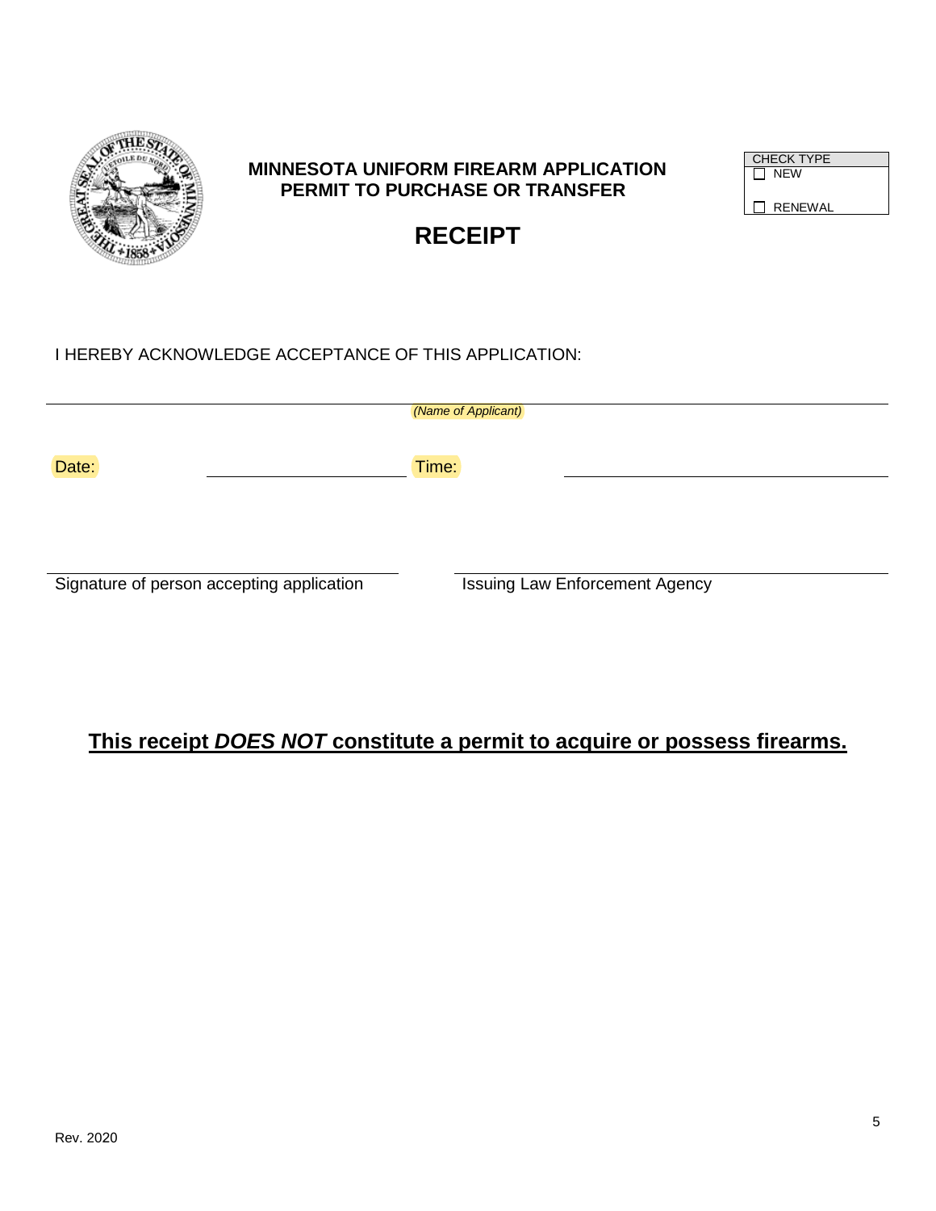**MINNESOTA UNIFORM FIREARM APPLICATION**
**PERMIT TO PURCHASE OR TRANSFER**

| CHECK TYPE |
| --- |
| ☐ NEW |
| ☐ RENEWAL |

# RECEIPT

I HEREBY ACKNOWLEDGE ACCEPTANCE OF THIS APPLICATION:

_______________________________________________
*(Name of Applicant)*

Date: ____________________ Time: ____________________

_______________________________ _______________________________
Signature of person accepting application Issuing Law Enforcement Agency

**<u>This receipt *DOES NOT* constitute a permit to acquire or possess firearms.</u>**

Rev. 2020